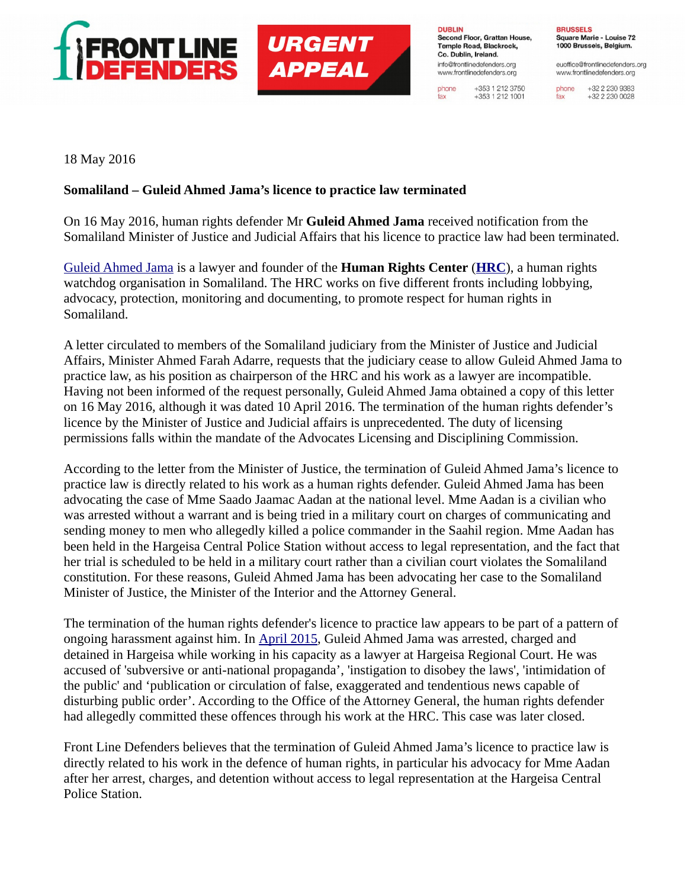FRONT LINE DEFENDERS

URGENT APPEAL

**DUBLIN**
Second Floor, Grattan House, Temple Road, Blackrock, Co. Dublin, Ireland.
info@frontlinedefenders.org
www.frontlinedefenders.org
phone +353 1 212 3750
fax +353 1 212 1001

**BRUSSELS**
Square Marie - Louise 72
1000 Brussels, Belgium.
euoffice@frontlinedefenders.org
www.frontlinedefenders.org
phone +32 2 230 9383
fax +32 2 230 0028

18 May 2016

**Somaliland – Guleid Ahmed Jama's licence to practice law terminated**

On 16 May 2016, human rights defender Mr **Guleid Ahmed Jama** received notification from the Somaliland Minister of Justice and Judicial Affairs that his licence to practice law had been terminated.

Guleid Ahmed Jama is a lawyer and founder of the **Human Rights Center** (**HRC**), a human rights watchdog organisation in Somaliland. The HRC works on five different fronts including lobbying, advocacy, protection, monitoring and documenting, to promote respect for human rights in Somaliland.

A letter circulated to members of the Somaliland judiciary from the Minister of Justice and Judicial Affairs, Minister Ahmed Farah Adarre, requests that the judiciary cease to allow Guleid Ahmed Jama to practice law, as his position as chairperson of the HRC and his work as a lawyer are incompatible. Having not been informed of the request personally, Guleid Ahmed Jama obtained a copy of this letter on 16 May 2016, although it was dated 10 April 2016. The termination of the human rights defender's licence by the Minister of Justice and Judicial affairs is unprecedented. The duty of licensing permissions falls within the mandate of the Advocates Licensing and Disciplining Commission.

According to the letter from the Minister of Justice, the termination of Guleid Ahmed Jama's licence to practice law is directly related to his work as a human rights defender. Guleid Ahmed Jama has been advocating the case of Mme Saado Jaamac Aadan at the national level. Mme Aadan is a civilian who was arrested without a warrant and is being tried in a military court on charges of communicating and sending money to men who allegedly killed a police commander in the Saahil region. Mme Aadan has been held in the Hargeisa Central Police Station without access to legal representation, and the fact that her trial is scheduled to be held in a military court rather than a civilian court violates the Somaliland constitution. For these reasons, Guleid Ahmed Jama has been advocating her case to the Somaliland Minister of Justice, the Minister of the Interior and the Attorney General.

The termination of the human rights defender's licence to practice law appears to be part of a pattern of ongoing harassment against him. In April 2015, Guleid Ahmed Jama was arrested, charged and detained in Hargeisa while working in his capacity as a lawyer at Hargeisa Regional Court. He was accused of 'subversive or anti-national propaganda', 'instigation to disobey the laws', 'intimidation of the public' and 'publication or circulation of false, exaggerated and tendentious news capable of disturbing public order'. According to the Office of the Attorney General, the human rights defender had allegedly committed these offences through his work at the HRC. This case was later closed.

Front Line Defenders believes that the termination of Guleid Ahmed Jama's licence to practice law is directly related to his work in the defence of human rights, in particular his advocacy for Mme Aadan after her arrest, charges, and detention without access to legal representation at the Hargeisa Central Police Station.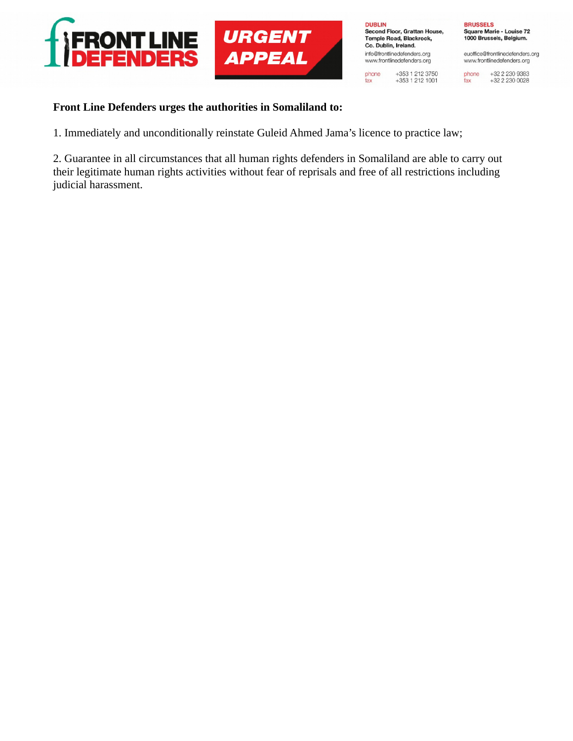**Front Line Defenders urges the authorities in Somaliland to:**

1. Immediately and unconditionally reinstate Guleid Ahmed Jama's licence to practice law;

2. Guarantee in all circumstances that all human rights defenders in Somaliland are able to carry out their legitimate human rights activities without fear of reprisals and free of all restrictions including judicial harassment.